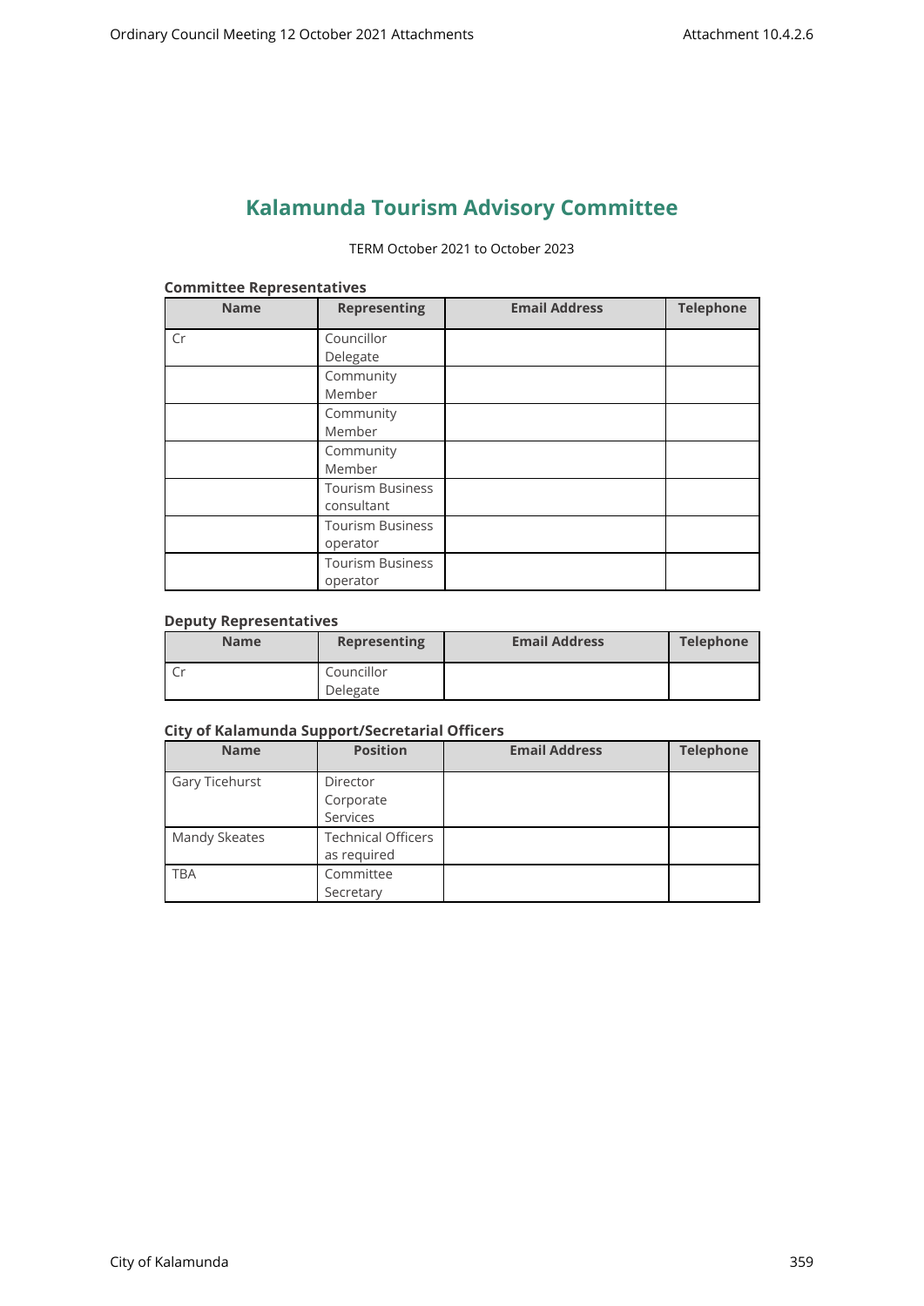# Kalamunda Tourism Advisory Committee

TERM October 2021 to October 2023

### Committee Representatives

| Name | Representing | Email Address | Telephone |
|---|---|---|---|
| Cr | Councillor Delegate | | |
| | Community Member | | |
| | Community Member | | |
| | Community Member | | |
| | Tourism Business consultant | | |
| | Tourism Business operator | | |
| | Tourism Business operator | | |

### Deputy Representatives

| Name | Representing | Email Address | Telephone |
|---|---|---|---|
| Cr | Councillor Delegate | | |

### City of Kalamunda Support/Secretarial Officers

| Name | Position | Email Address | Telephone |
|---|---|---|---|
| Gary Ticehurst | Director Corporate Services | | |
| Mandy Skeates | Technical Officers as required | | |
| TBA | Committee Secretary | | |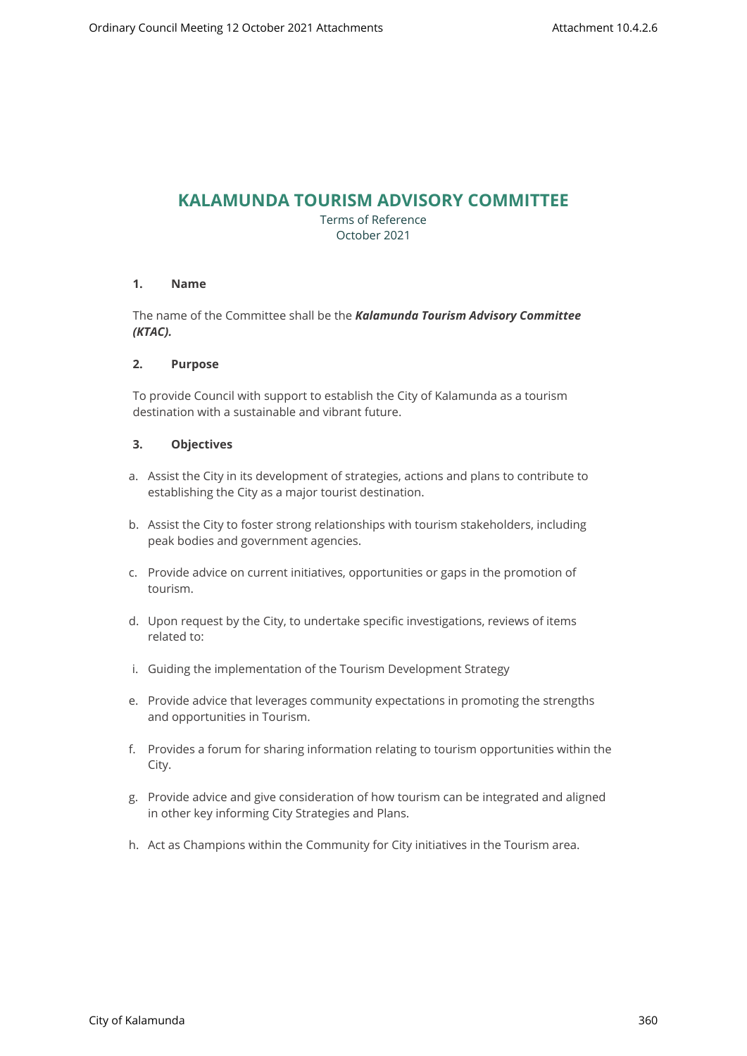# KALAMUNDA TOURISM ADVISORY COMMITTEE

Terms of Reference
October 2021

### 1. Name

The name of the Committee shall be the ***Kalamunda Tourism Advisory Committee (KTAC).***

### 2. Purpose

To provide Council with support to establish the City of Kalamunda as a tourism destination with a sustainable and vibrant future.

### 3. Objectives

a. Assist the City in its development of strategies, actions and plans to contribute to establishing the City as a major tourist destination.

b. Assist the City to foster strong relationships with tourism stakeholders, including peak bodies and government agencies.

c. Provide advice on current initiatives, opportunities or gaps in the promotion of tourism.

d. Upon request by the City, to undertake specific investigations, reviews of items related to:

i. Guiding the implementation of the Tourism Development Strategy

e. Provide advice that leverages community expectations in promoting the strengths and opportunities in Tourism.

f. Provides a forum for sharing information relating to tourism opportunities within the City.

g. Provide advice and give consideration of how tourism can be integrated and aligned in other key informing City Strategies and Plans.

h. Act as Champions within the Community for City initiatives in the Tourism area.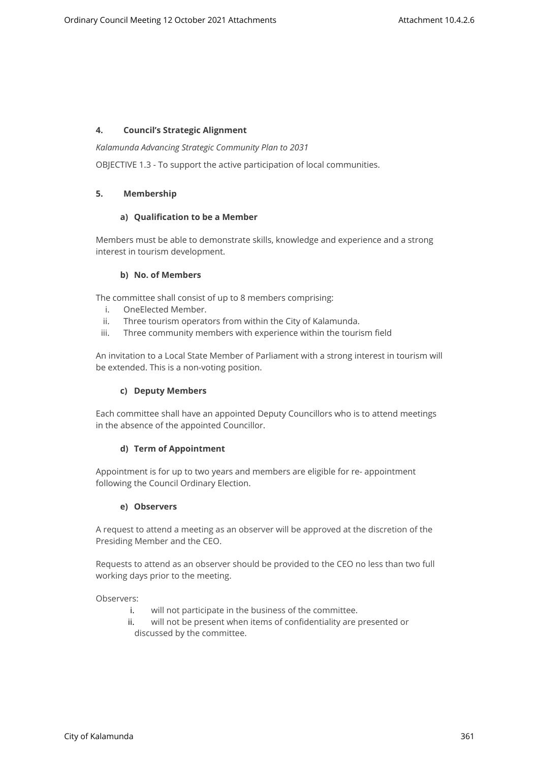## 4. Council's Strategic Alignment

*Kalamunda Advancing Strategic Community Plan to 2031*

OBJECTIVE 1.3 - To support the active participation of local communities.

## 5. Membership

### a) Qualification to be a Member

Members must be able to demonstrate skills, knowledge and experience and a strong interest in tourism development.

### b) No. of Members

The committee shall consist of up to 8 members comprising:

i. OneElected Member.
ii. Three tourism operators from within the City of Kalamunda.
iii. Three community members with experience within the tourism field

An invitation to a Local State Member of Parliament with a strong interest in tourism will be extended. This is a non-voting position.

### c) Deputy Members

Each committee shall have an appointed Deputy Councillors who is to attend meetings in the absence of the appointed Councillor.

### d) Term of Appointment

Appointment is for up to two years and members are eligible for re- appointment following the Council Ordinary Election.

### e) Observers

A request to attend a meeting as an observer will be approved at the discretion of the Presiding Member and the CEO.

Requests to attend as an observer should be provided to the CEO no less than two full working days prior to the meeting.

Observers:

i. will not participate in the business of the committee.
ii. will not be present when items of confidentiality are presented or discussed by the committee.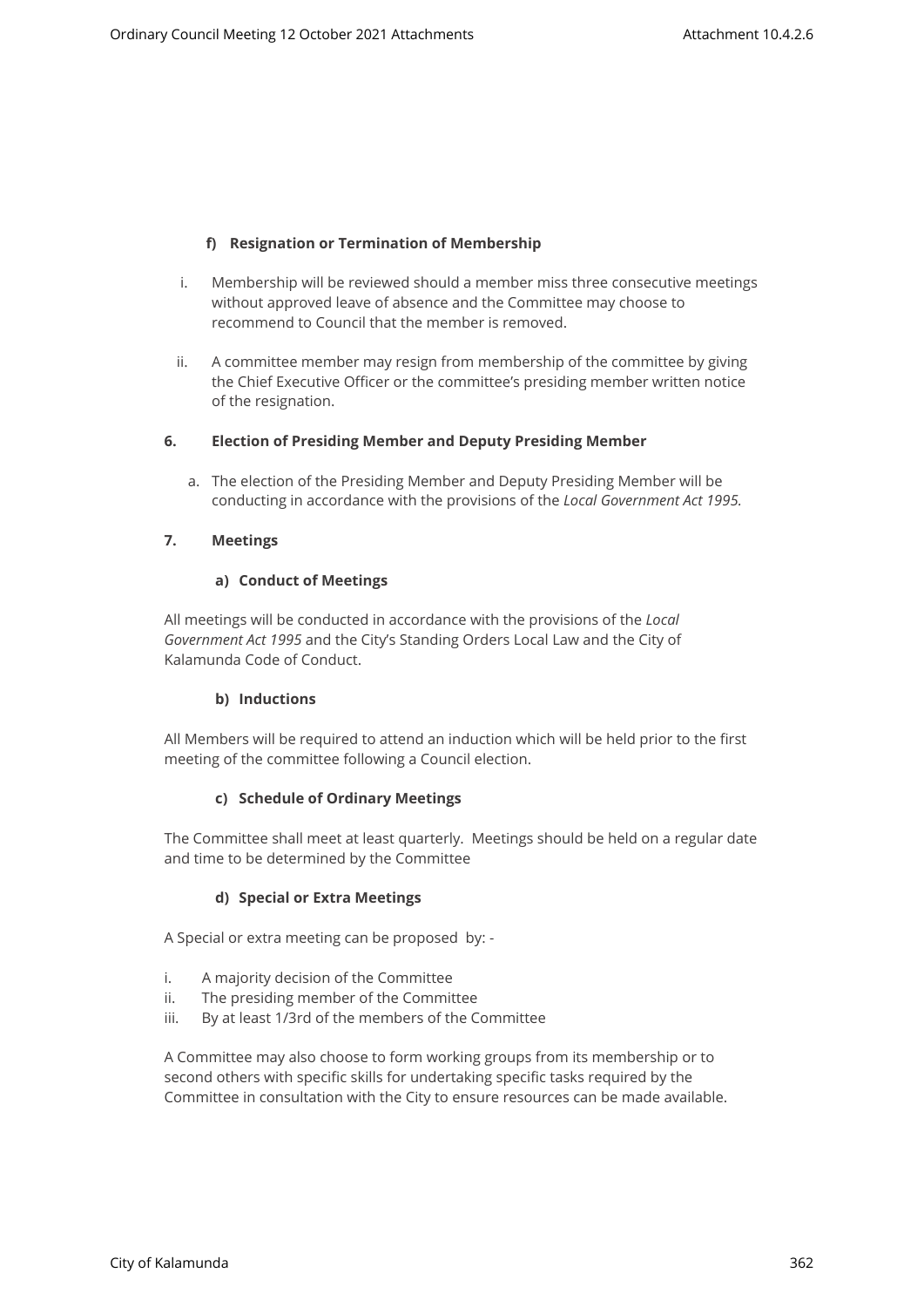#### f) Resignation or Termination of Membership

i. Membership will be reviewed should a member miss three consecutive meetings without approved leave of absence and the Committee may choose to recommend to Council that the member is removed.

ii. A committee member may resign from membership of the committee by giving the Chief Executive Officer or the committee's presiding member written notice of the resignation.

### 6. Election of Presiding Member and Deputy Presiding Member

a. The election of the Presiding Member and Deputy Presiding Member will be conducting in accordance with the provisions of the *Local Government Act 1995.*

### 7. Meetings

#### a) Conduct of Meetings

All meetings will be conducted in accordance with the provisions of the *Local Government Act 1995* and the City's Standing Orders Local Law and the City of Kalamunda Code of Conduct.

#### b) Inductions

All Members will be required to attend an induction which will be held prior to the first meeting of the committee following a Council election.

#### c) Schedule of Ordinary Meetings

The Committee shall meet at least quarterly. Meetings should be held on a regular date and time to be determined by the Committee

#### d) Special or Extra Meetings

A Special or extra meeting can be proposed by: -

i. A majority decision of the Committee
ii. The presiding member of the Committee
iii. By at least 1/3rd of the members of the Committee

A Committee may also choose to form working groups from its membership or to second others with specific skills for undertaking specific tasks required by the Committee in consultation with the City to ensure resources can be made available.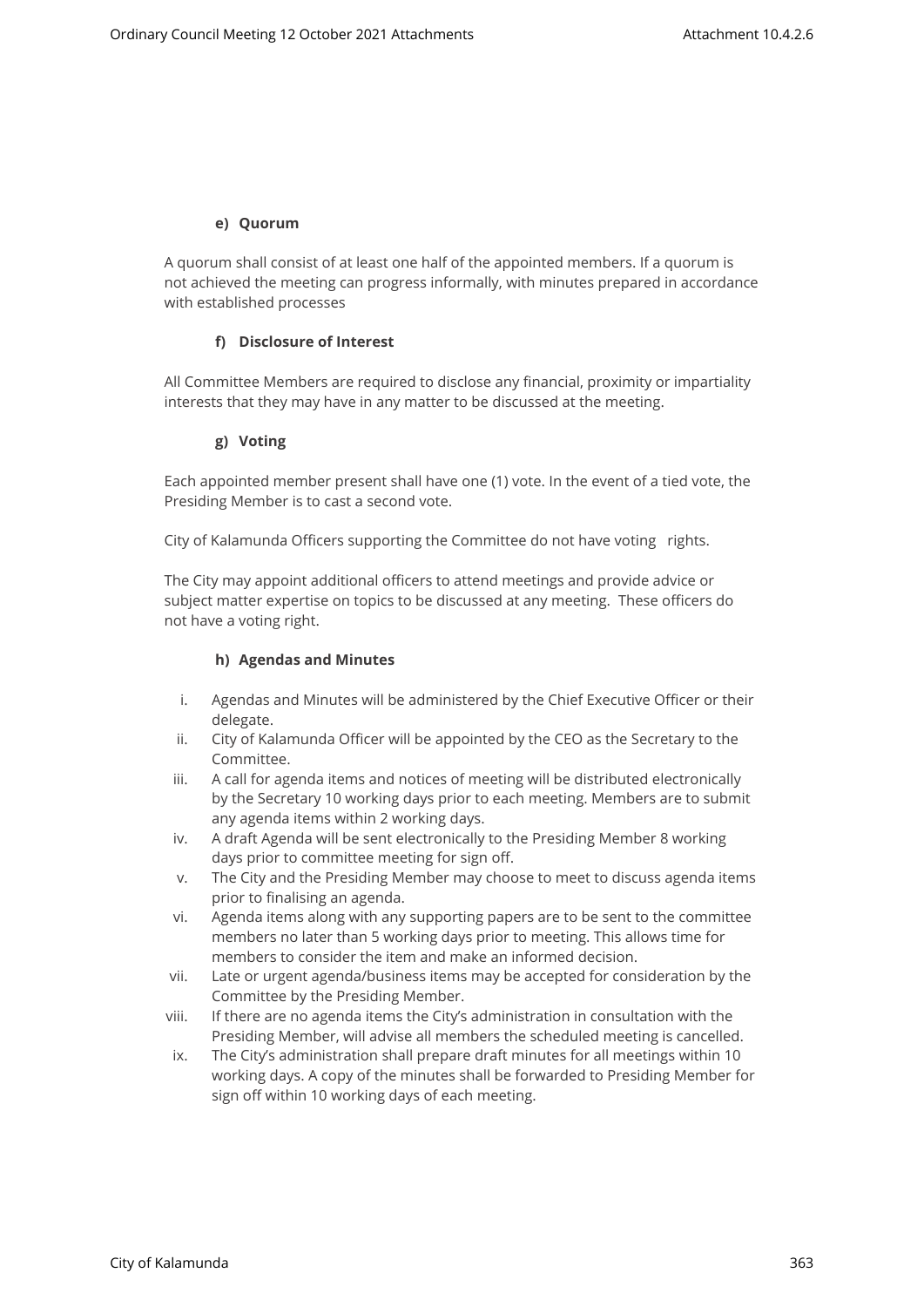**e) Quorum**

A quorum shall consist of at least one half of the appointed members. If a quorum is not achieved the meeting can progress informally, with minutes prepared in accordance with established processes

**f) Disclosure of Interest**

All Committee Members are required to disclose any financial, proximity or impartiality interests that they may have in any matter to be discussed at the meeting.

**g) Voting**

Each appointed member present shall have one (1) vote. In the event of a tied vote, the Presiding Member is to cast a second vote.

City of Kalamunda Officers supporting the Committee do not have voting rights.

The City may appoint additional officers to attend meetings and provide advice or subject matter expertise on topics to be discussed at any meeting. These officers do not have a voting right.

**h) Agendas and Minutes**

i. Agendas and Minutes will be administered by the Chief Executive Officer or their delegate.
ii. City of Kalamunda Officer will be appointed by the CEO as the Secretary to the Committee.
iii. A call for agenda items and notices of meeting will be distributed electronically by the Secretary 10 working days prior to each meeting. Members are to submit any agenda items within 2 working days.
iv. A draft Agenda will be sent electronically to the Presiding Member 8 working days prior to committee meeting for sign off.
v. The City and the Presiding Member may choose to meet to discuss agenda items prior to finalising an agenda.
vi. Agenda items along with any supporting papers are to be sent to the committee members no later than 5 working days prior to meeting. This allows time for members to consider the item and make an informed decision.
vii. Late or urgent agenda/business items may be accepted for consideration by the Committee by the Presiding Member.
viii. If there are no agenda items the City's administration in consultation with the Presiding Member, will advise all members the scheduled meeting is cancelled.
ix. The City's administration shall prepare draft minutes for all meetings within 10 working days. A copy of the minutes shall be forwarded to Presiding Member for sign off within 10 working days of each meeting.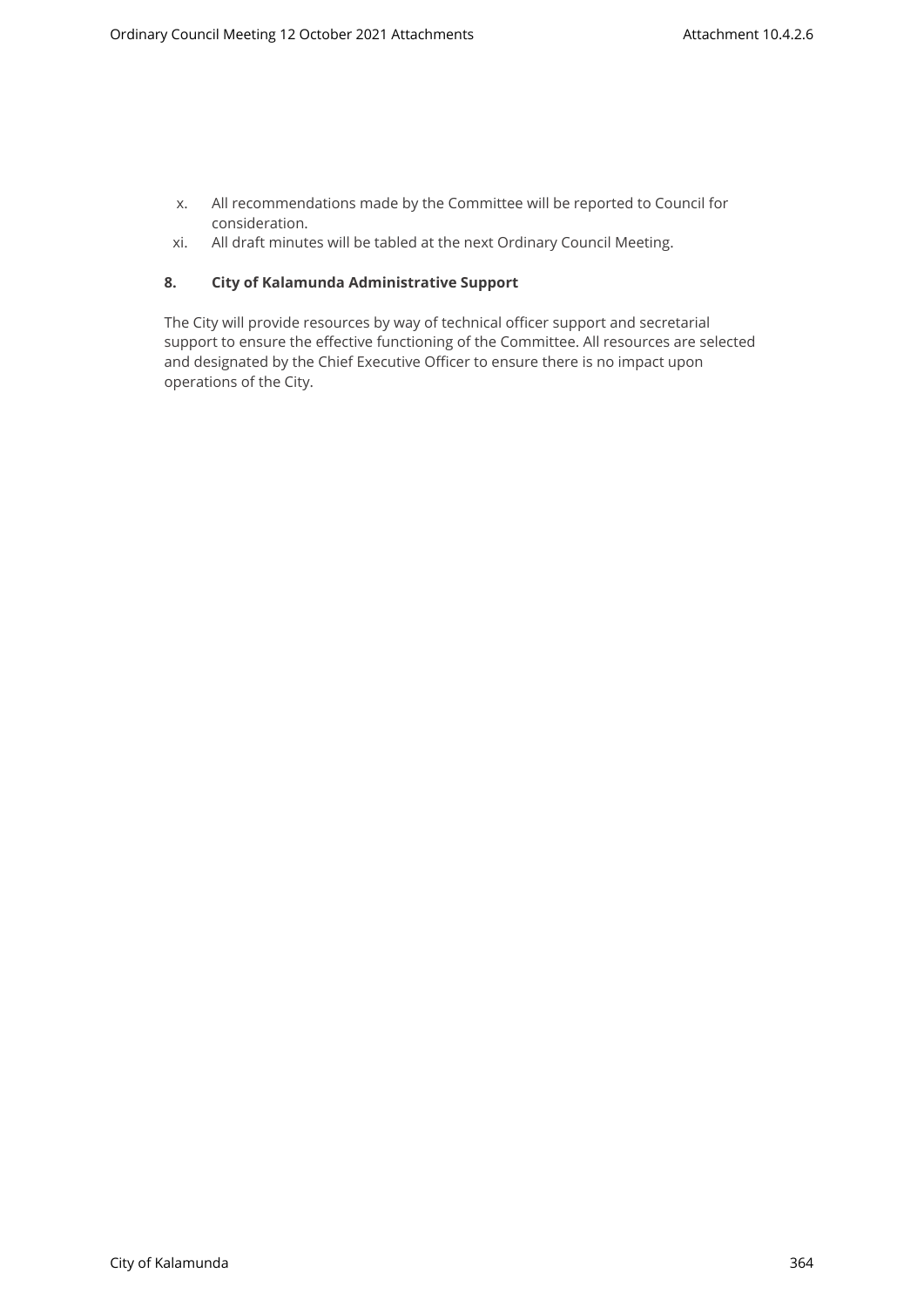x. All recommendations made by the Committee will be reported to Council for consideration.

xi. All draft minutes will be tabled at the next Ordinary Council Meeting.

**8. City of Kalamunda Administrative Support**

The City will provide resources by way of technical officer support and secretarial support to ensure the effective functioning of the Committee. All resources are selected and designated by the Chief Executive Officer to ensure there is no impact upon operations of the City.